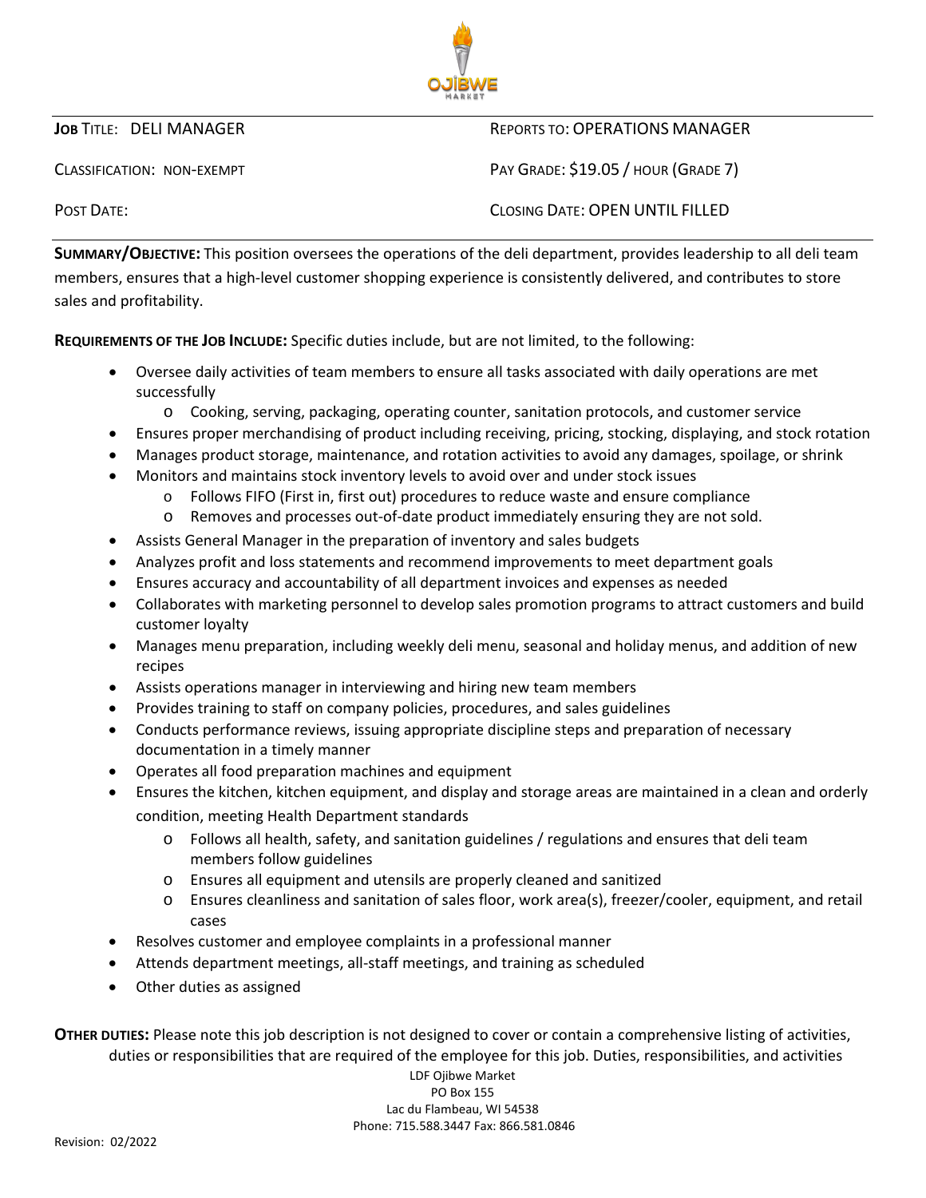**JOB TITLE:** DELI MANAGER

**REPORTS TO:** OPERATIONS MANAGER

**CLASSIFICATION:** NON-EXEMPT

**PAY GRADE:** $19.05 / HOUR (GRADE 7)

**POST DATE:**

**CLOSING DATE:** OPEN UNTIL FILLED

---

**SUMMARY/OBJECTIVE:** This position oversees the operations of the deli department, provides leadership to all deli team members, ensures that a high-level customer shopping experience is consistently delivered, and contributes to store sales and profitability.

**REQUIREMENTS OF THE JOB INCLUDE:** Specific duties include, but are not limited, to the following:

- Oversee daily activities of team members to ensure all tasks associated with daily operations are met successfully
  - Cooking, serving, packaging, operating counter, sanitation protocols, and customer service
- Ensures proper merchandising of product including receiving, pricing, stocking, displaying, and stock rotation
- Manages product storage, maintenance, and rotation activities to avoid any damages, spoilage, or shrink
- Monitors and maintains stock inventory levels to avoid over and under stock issues
  - Follows FIFO (First in, first out) procedures to reduce waste and ensure compliance
  - Removes and processes out-of-date product immediately ensuring they are not sold.
- Assists General Manager in the preparation of inventory and sales budgets
- Analyzes profit and loss statements and recommend improvements to meet department goals
- Ensures accuracy and accountability of all department invoices and expenses as needed
- Collaborates with marketing personnel to develop sales promotion programs to attract customers and build customer loyalty
- Manages menu preparation, including weekly deli menu, seasonal and holiday menus, and addition of new recipes
- Assists operations manager in interviewing and hiring new team members
- Provides training to staff on company policies, procedures, and sales guidelines
- Conducts performance reviews, issuing appropriate discipline steps and preparation of necessary documentation in a timely manner
- Operates all food preparation machines and equipment
- Ensures the kitchen, kitchen equipment, and display and storage areas are maintained in a clean and orderly condition, meeting Health Department standards
  - Follows all health, safety, and sanitation guidelines / regulations and ensures that deli team members follow guidelines
  - Ensures all equipment and utensils are properly cleaned and sanitized
  - Ensures cleanliness and sanitation of sales floor, work area(s), freezer/cooler, equipment, and retail cases
- Resolves customer and employee complaints in a professional manner
- Attends department meetings, all-staff meetings, and training as scheduled
- Other duties as assigned

**OTHER DUTIES:** Please note this job description is not designed to cover or contain a comprehensive listing of activities, duties or responsibilities that are required of the employee for this job. Duties, responsibilities, and activities

LDF Ojibwe Market
PO Box 155
Lac du Flambeau, WI 54538
Phone: 715.588.3447 Fax: 866.581.0846

Revision: 02/2022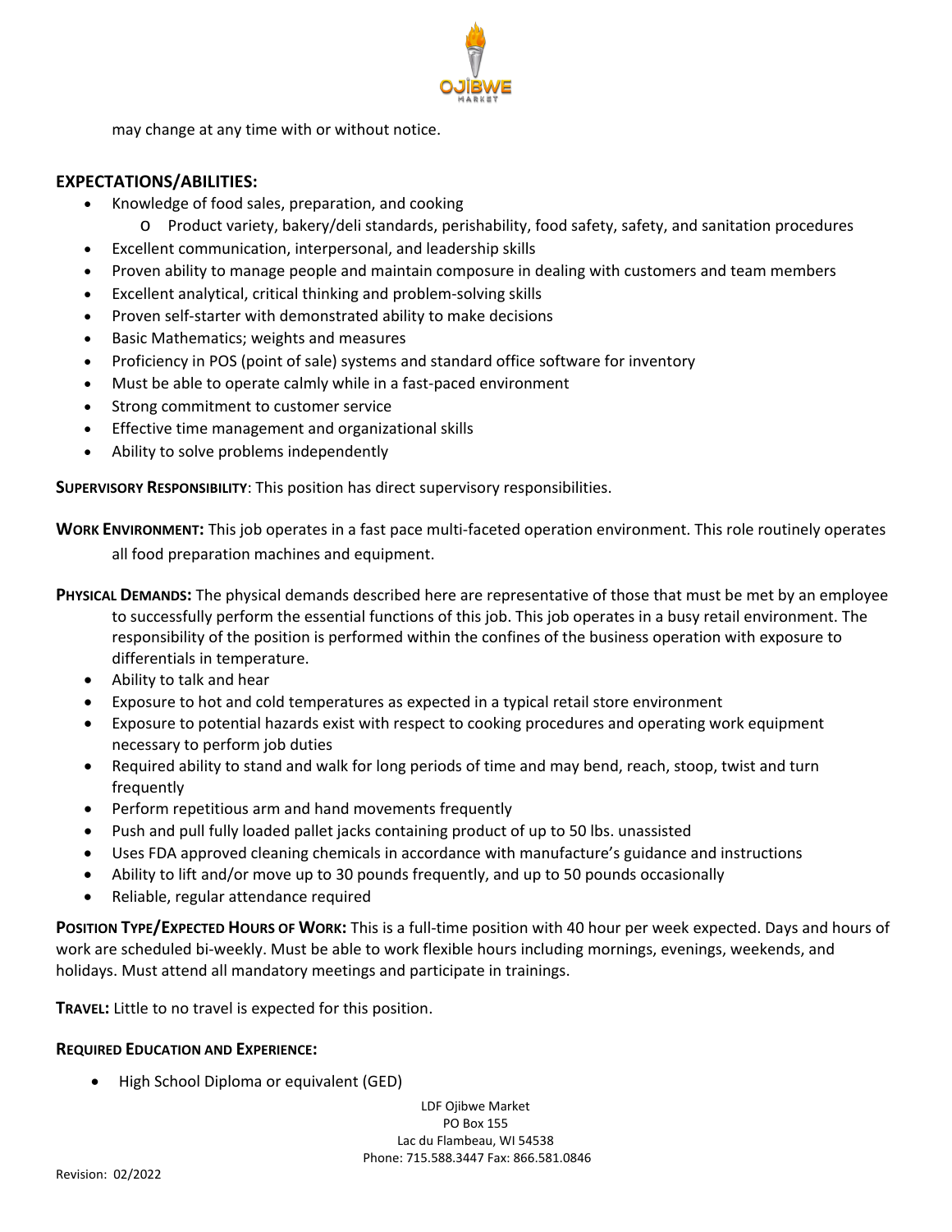may change at any time with or without notice.

## EXPECTATIONS/ABILITIES:

- Knowledge of food sales, preparation, and cooking
  - Product variety, bakery/deli standards, perishability, food safety, safety, and sanitation procedures
- Excellent communication, interpersonal, and leadership skills
- Proven ability to manage people and maintain composure in dealing with customers and team members
- Excellent analytical, critical thinking and problem-solving skills
- Proven self-starter with demonstrated ability to make decisions
- Basic Mathematics; weights and measures
- Proficiency in POS (point of sale) systems and standard office software for inventory
- Must be able to operate calmly while in a fast-paced environment
- Strong commitment to customer service
- Effective time management and organizational skills
- Ability to solve problems independently

**SUPERVISORY RESPONSIBILITY**: This position has direct supervisory responsibilities.

**WORK ENVIRONMENT:** This job operates in a fast pace multi-faceted operation environment. This role routinely operates all food preparation machines and equipment.

**PHYSICAL DEMANDS:** The physical demands described here are representative of those that must be met by an employee to successfully perform the essential functions of this job. This job operates in a busy retail environment. The responsibility of the position is performed within the confines of the business operation with exposure to differentials in temperature.

- Ability to talk and hear
- Exposure to hot and cold temperatures as expected in a typical retail store environment
- Exposure to potential hazards exist with respect to cooking procedures and operating work equipment necessary to perform job duties
- Required ability to stand and walk for long periods of time and may bend, reach, stoop, twist and turn frequently
- Perform repetitious arm and hand movements frequently
- Push and pull fully loaded pallet jacks containing product of up to 50 lbs. unassisted
- Uses FDA approved cleaning chemicals in accordance with manufacture's guidance and instructions
- Ability to lift and/or move up to 30 pounds frequently, and up to 50 pounds occasionally
- Reliable, regular attendance required

**POSITION TYPE/EXPECTED HOURS OF WORK:** This is a full-time position with 40 hour per week expected. Days and hours of work are scheduled bi-weekly. Must be able to work flexible hours including mornings, evenings, weekends, and holidays. Must attend all mandatory meetings and participate in trainings.

**TRAVEL:** Little to no travel is expected for this position.

**REQUIRED EDUCATION AND EXPERIENCE:**

- High School Diploma or equivalent (GED)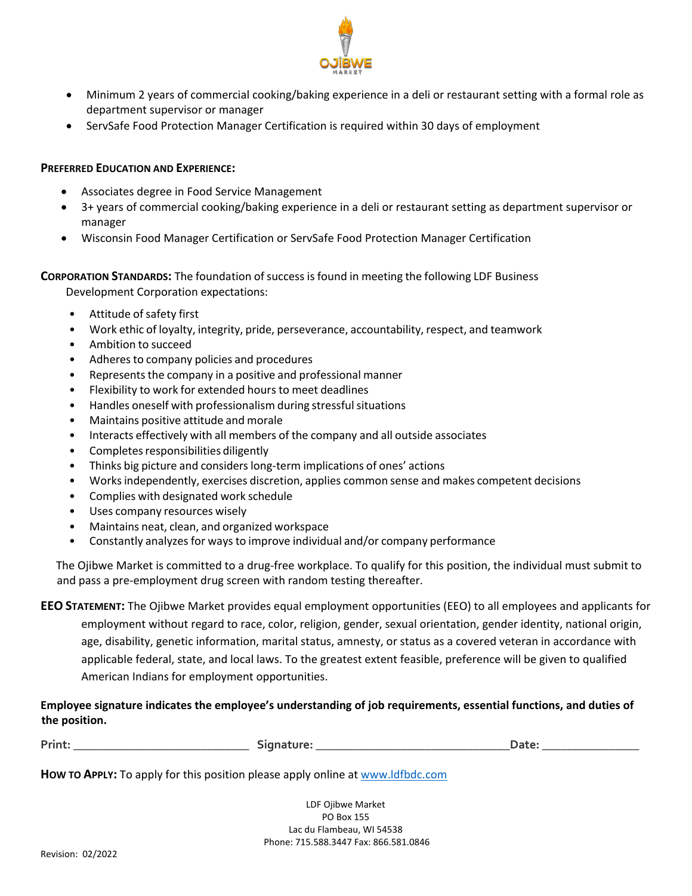- Minimum 2 years of commercial cooking/baking experience in a deli or restaurant setting with a formal role as department supervisor or manager
- ServSafe Food Protection Manager Certification is required within 30 days of employment

**PREFERRED EDUCATION AND EXPERIENCE:**

- Associates degree in Food Service Management
- 3+ years of commercial cooking/baking experience in a deli or restaurant setting as department supervisor or manager
- Wisconsin Food Manager Certification or ServSafe Food Protection Manager Certification

**CORPORATION STANDARDS:** The foundation of success is found in meeting the following LDF Business Development Corporation expectations:

- Attitude of safety first
- Work ethic of loyalty, integrity, pride, perseverance, accountability, respect, and teamwork
- Ambition to succeed
- Adheres to company policies and procedures
- Represents the company in a positive and professional manner
- Flexibility to work for extended hours to meet deadlines
- Handles oneself with professionalism during stressful situations
- Maintains positive attitude and morale
- Interacts effectively with all members of the company and all outside associates
- Completes responsibilities diligently
- Thinks big picture and considers long-term implications of ones' actions
- Works independently, exercises discretion, applies common sense and makes competent decisions
- Complies with designated work schedule
- Uses company resources wisely
- Maintains neat, clean, and organized workspace
- Constantly analyzes for ways to improve individual and/or company performance

The Ojibwe Market is committed to a drug-free workplace. To qualify for this position, the individual must submit to and pass a pre-employment drug screen with random testing thereafter.

**EEO STATEMENT:** The Ojibwe Market provides equal employment opportunities (EEO) to all employees and applicants for employment without regard to race, color, religion, gender, sexual orientation, gender identity, national origin, age, disability, genetic information, marital status, amnesty, or status as a covered veteran in accordance with applicable federal, state, and local laws. To the greatest extent feasible, preference will be given to qualified American Indians for employment opportunities.

**Employee signature indicates the employee's understanding of job requirements, essential functions, and duties of the position.**

**Print:** ___________________________ **Signature:** ______________________________ **Date:** _______________

**HOW TO APPLY:** To apply for this position please apply online at www.ldfbdc.com

LDF Ojibwe Market
PO Box 155
Lac du Flambeau, WI 54538
Phone: 715.588.3447 Fax: 866.581.0846

Revision: 02/2022